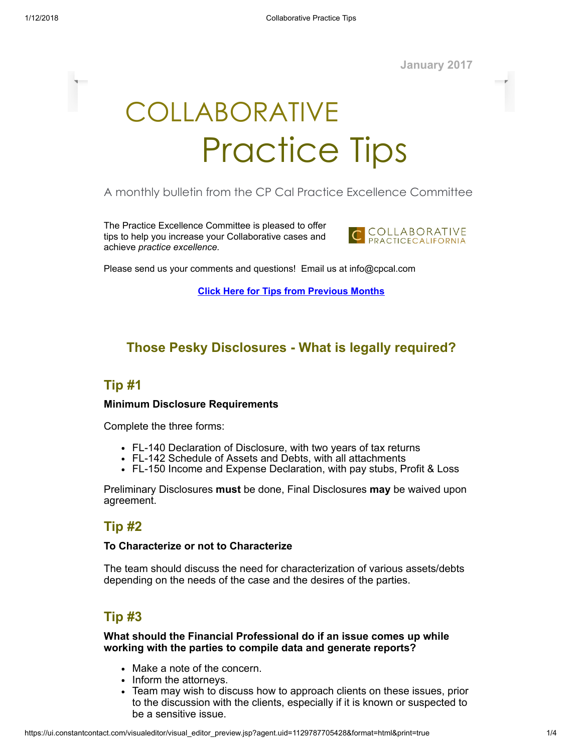January 2017

# COLLABORATIVE Practice Tips

A monthly bulletin from the CP Cal Practice Excellence Committee

The Practice Excellence Committee is pleased to offer tips to help you increase your Collaborative cases and achieve *practice excellence.*

COLLABORATIVE PRACTICECALIFORNIA

Please send us your comments and questions! Email us at info@cpcal.com

**Click Here for Tips from Previous Months**

## Those Pesky Disclosures - What is legally required?

### Tip #1

**Minimum Disclosure Requirements**

Complete the three forms:

- FL-140 Declaration of Disclosure, with two years of tax returns
- FL-142 Schedule of Assets and Debts, with all attachments
- FL-150 Income and Expense Declaration, with pay stubs, Profit & Loss

Preliminary Disclosures **must** be done, Final Disclosures **may** be waived upon agreement.

### Tip #2

**To Characterize or not to Characterize**

The team should discuss the need for characterization of various assets/debts depending on the needs of the case and the desires of the parties.

### Tip #3

**What should the Financial Professional do if an issue comes up while working with the parties to compile data and generate reports?**

- Make a note of the concern.
- Inform the attorneys.
- Team may wish to discuss how to approach clients on these issues, prior to the discussion with the clients, especially if it is known or suspected to be a sensitive issue.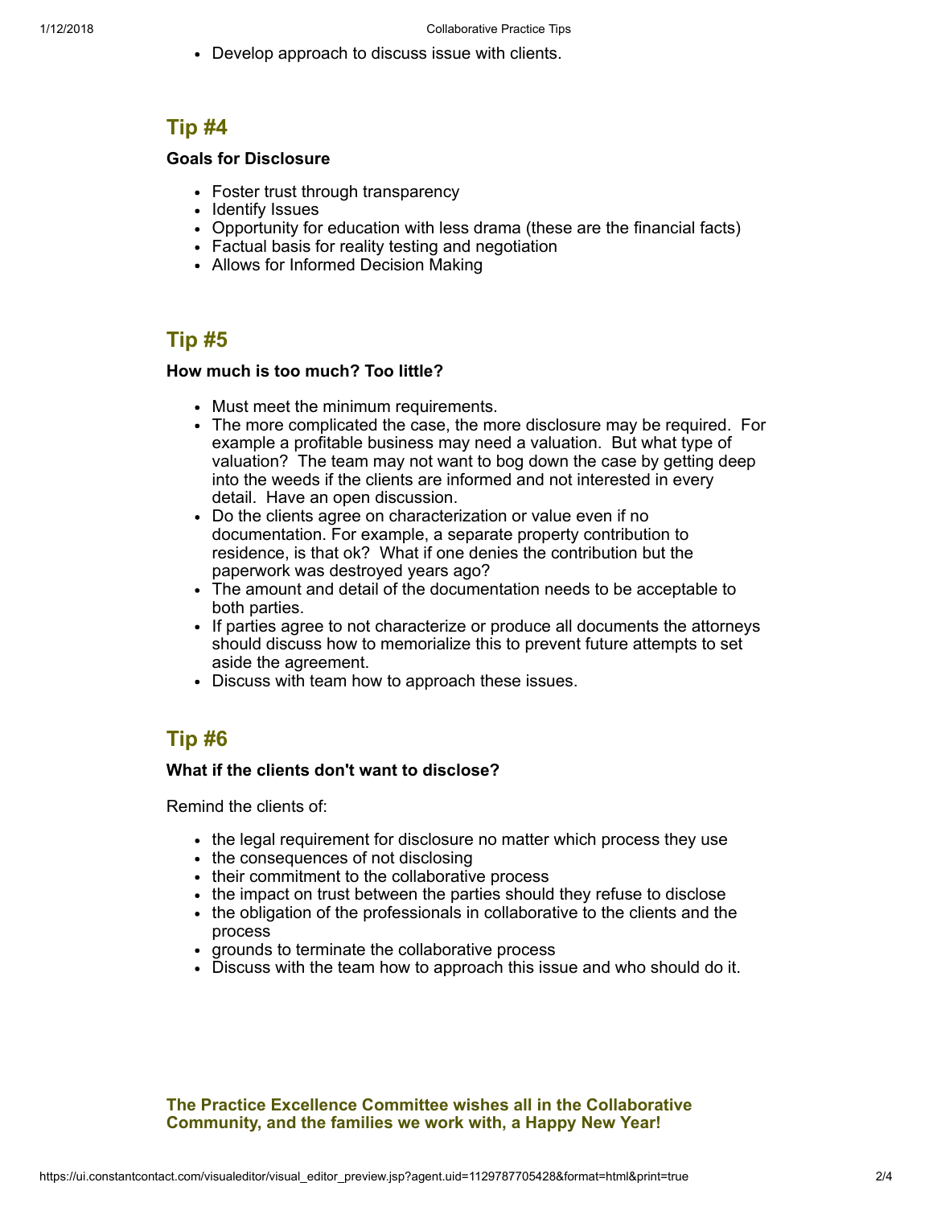- Develop approach to discuss issue with clients.

## Tip #4

**Goals for Disclosure**

- Foster trust through transparency
- Identify Issues
- Opportunity for education with less drama (these are the financial facts)
- Factual basis for reality testing and negotiation
- Allows for Informed Decision Making

## Tip #5

**How much is too much? Too little?**

- Must meet the minimum requirements.
- The more complicated the case, the more disclosure may be required. For example a profitable business may need a valuation. But what type of valuation? The team may not want to bog down the case by getting deep into the weeds if the clients are informed and not interested in every detail. Have an open discussion.
- Do the clients agree on characterization or value even if no documentation. For example, a separate property contribution to residence, is that ok? What if one denies the contribution but the paperwork was destroyed years ago?
- The amount and detail of the documentation needs to be acceptable to both parties.
- If parties agree to not characterize or produce all documents the attorneys should discuss how to memorialize this to prevent future attempts to set aside the agreement.
- Discuss with team how to approach these issues.

## Tip #6

**What if the clients don't want to disclose?**

Remind the clients of:

- the legal requirement for disclosure no matter which process they use
- the consequences of not disclosing
- their commitment to the collaborative process
- the impact on trust between the parties should they refuse to disclose
- the obligation of the professionals in collaborative to the clients and the process
- grounds to terminate the collaborative process
- Discuss with the team how to approach this issue and who should do it.

**The Practice Excellence Committee wishes all in the Collaborative Community, and the families we work with, a Happy New Year!**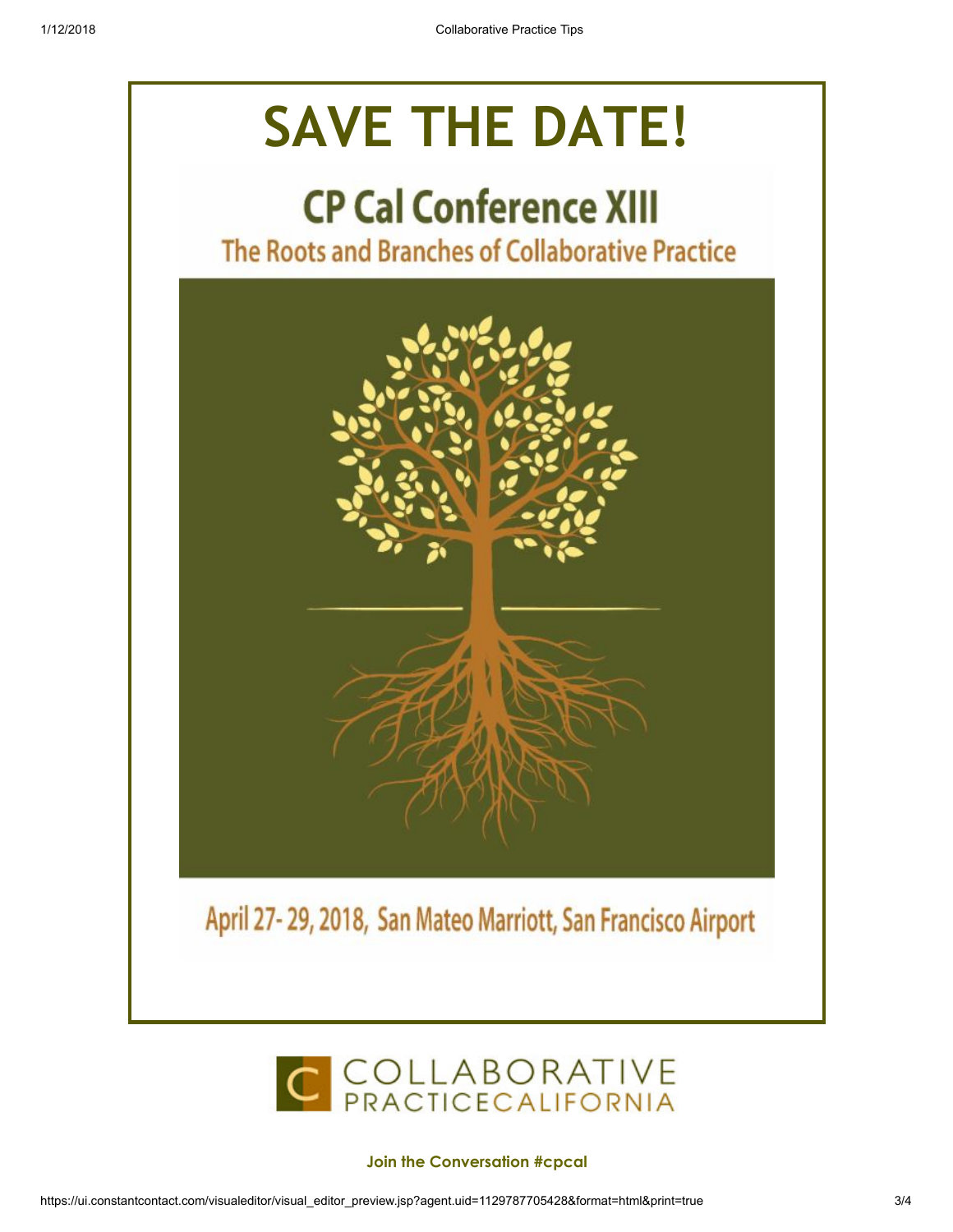# SAVE THE DATE!

## CP Cal Conference XIII

### The Roots and Branches of Collaborative Practice

April 27- 29, 2018, San Mateo Marriott, San Francisco Airport

COLLABORATIVE PRACTICECALIFORNIA

**Join the Conversation #cpcal**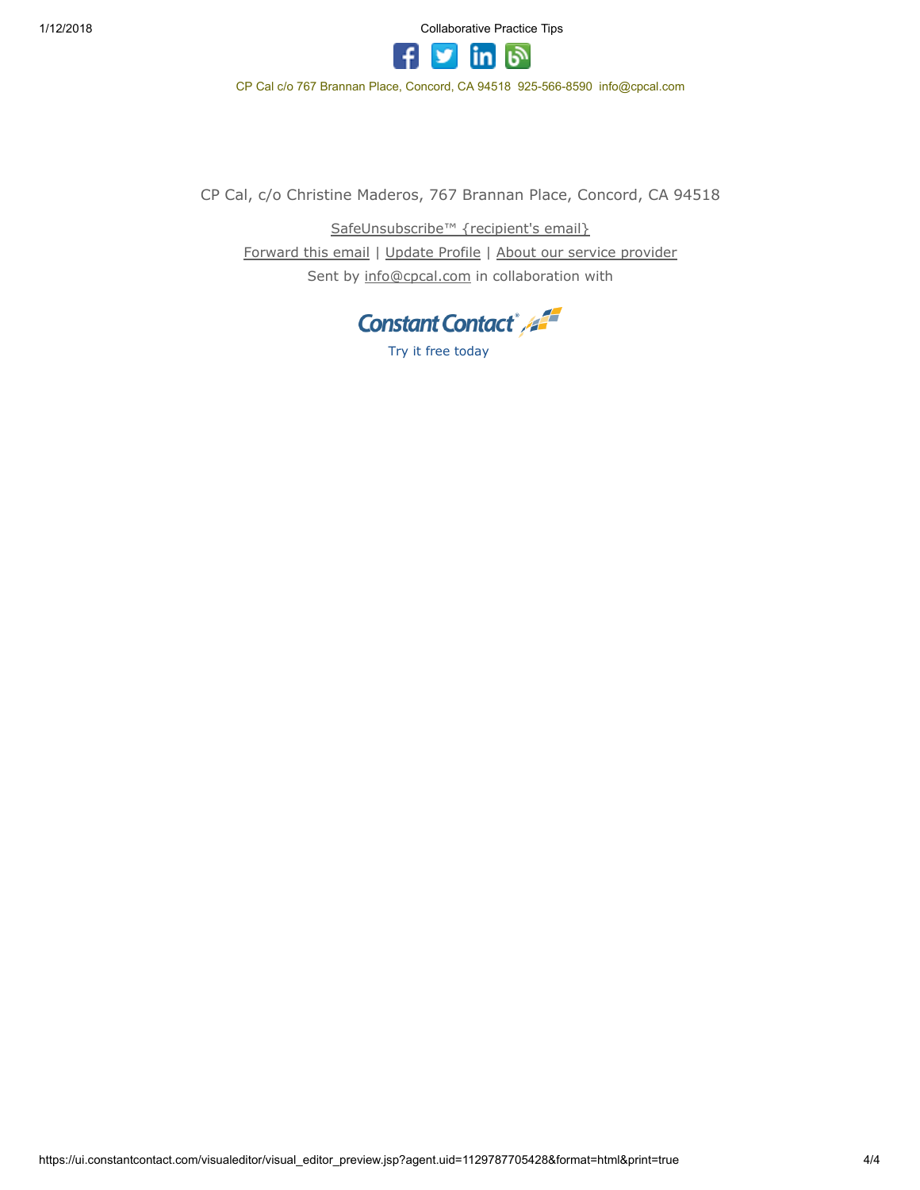CP Cal c/o 767 Brannan Place, Concord, CA 94518  925-566-8590  info@cpcal.com

CP Cal, c/o Christine Maderos, 767 Brannan Place, Concord, CA 94518

SafeUnsubscribe™ {recipient's email}

Forward this email | Update Profile | About our service provider

Sent by info@cpcal.com in collaboration with

Constant Contact

Try it free today